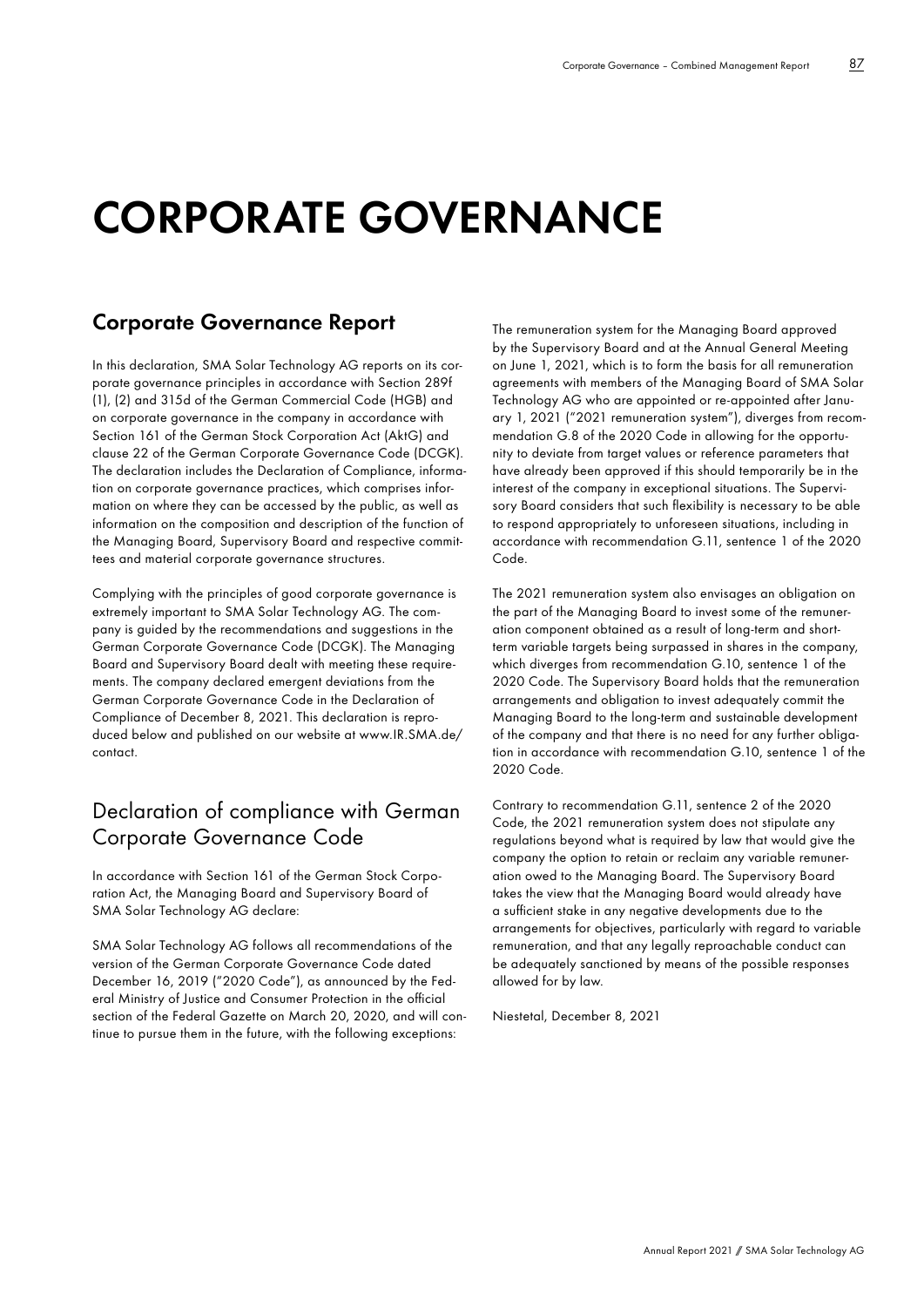# CORPORATE GOVERNANCE

## Corporate Governance Report

In this declaration, SMA Solar Technology AG reports on its corporate governance principles in accordance with Section 289f (1), (2) and 315d of the German Commercial Code (HGB) and on corporate governance in the company in accordance with Section 161 of the German Stock Corporation Act (AktG) and clause 22 of the German Corporate Governance Code (DCGK). The declaration includes the Declaration of Compliance, information on corporate governance practices, which comprises information on where they can be accessed by the public, as well as information on the composition and description of the function of the Managing Board, Supervisory Board and respective committees and material corporate governance structures.

Complying with the principles of good corporate governance is extremely important to SMA Solar Technology AG. The company is guided by the recommendations and suggestions in the German Corporate Governance Code (DCGK). The Managing Board and Supervisory Board dealt with meeting these requirements. The company declared emergent deviations from the German Corporate Governance Code in the Declaration of Compliance of December 8, 2021. This declaration is reproduced below and published on our website at www.IR.SMA.de/contact.

## Declaration of compliance with German Corporate Governance Code

In accordance with Section 161 of the German Stock Corporation Act, the Managing Board and Supervisory Board of SMA Solar Technology AG declare:

SMA Solar Technology AG follows all recommendations of the version of the German Corporate Governance Code dated December 16, 2019 ("2020 Code"), as announced by the Federal Ministry of Justice and Consumer Protection in the official section of the Federal Gazette on March 20, 2020, and will continue to pursue them in the future, with the following exceptions:

The remuneration system for the Managing Board approved by the Supervisory Board and at the Annual General Meeting on June 1, 2021, which is to form the basis for all remuneration agreements with members of the Managing Board of SMA Solar Technology AG who are appointed or re-appointed after January 1, 2021 ("2021 remuneration system"), diverges from recommendation G.8 of the 2020 Code in allowing for the opportunity to deviate from target values or reference parameters that have already been approved if this should temporarily be in the interest of the company in exceptional situations. The Supervisory Board considers that such flexibility is necessary to be able to respond appropriately to unforeseen situations, including in accordance with recommendation G.11, sentence 1 of the 2020 Code.

The 2021 remuneration system also envisages an obligation on the part of the Managing Board to invest some of the remuneration component obtained as a result of long-term and short-term variable targets being surpassed in shares in the company, which diverges from recommendation G.10, sentence 1 of the 2020 Code. The Supervisory Board holds that the remuneration arrangements and obligation to invest adequately commit the Managing Board to the long-term and sustainable development of the company and that there is no need for any further obligation in accordance with recommendation G.10, sentence 1 of the 2020 Code.

Contrary to recommendation G.11, sentence 2 of the 2020 Code, the 2021 remuneration system does not stipulate any regulations beyond what is required by law that would give the company the option to retain or reclaim any variable remuneration owed to the Managing Board. The Supervisory Board takes the view that the Managing Board would already have a sufficient stake in any negative developments due to the arrangements for objectives, particularly with regard to variable remuneration, and that any legally reproachable conduct can be adequately sanctioned by means of the possible responses allowed for by law.

Niestetal, December 8, 2021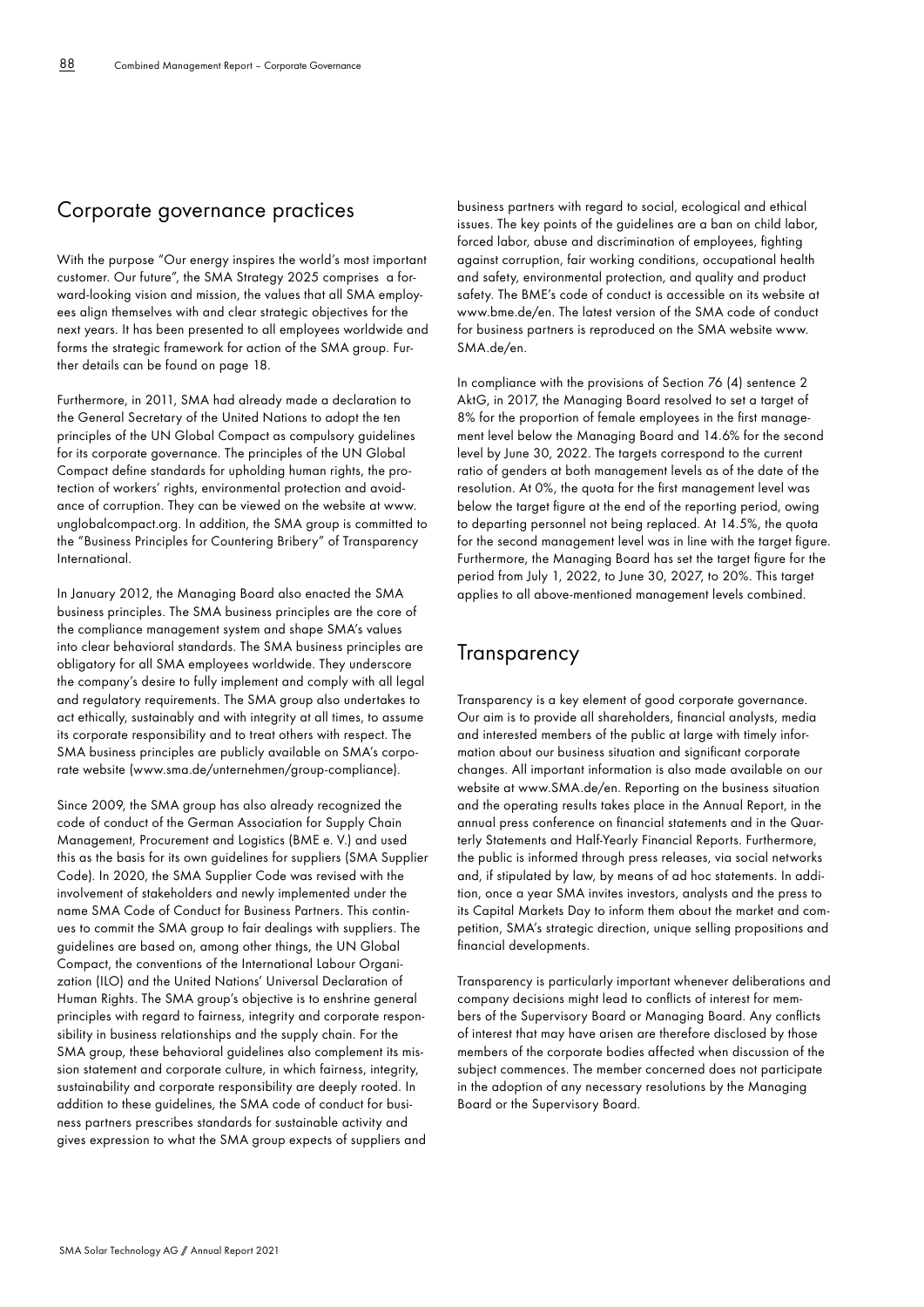## Corporate governance practices

With the purpose "Our energy inspires the world's most important customer. Our future", the SMA Strategy 2025 comprises a forward-looking vision and mission, the values that all SMA employees align themselves with and clear strategic objectives for the next years. It has been presented to all employees worldwide and forms the strategic framework for action of the SMA group. Further details can be found on page 18.

Furthermore, in 2011, SMA had already made a declaration to the General Secretary of the United Nations to adopt the ten principles of the UN Global Compact as compulsory guidelines for its corporate governance. The principles of the UN Global Compact define standards for upholding human rights, the protection of workers' rights, environmental protection and avoidance of corruption. They can be viewed on the website at www.unglobalcompact.org. In addition, the SMA group is committed to the "Business Principles for Countering Bribery" of Transparency International.

In January 2012, the Managing Board also enacted the SMA business principles. The SMA business principles are the core of the compliance management system and shape SMA's values into clear behavioral standards. The SMA business principles are obligatory for all SMA employees worldwide. They underscore the company's desire to fully implement and comply with all legal and regulatory requirements. The SMA group also undertakes to act ethically, sustainably and with integrity at all times, to assume its corporate responsibility and to treat others with respect. The SMA business principles are publicly available on SMA's corporate website (www.sma.de/unternehmen/group-compliance).

Since 2009, the SMA group has also already recognized the code of conduct of the German Association for Supply Chain Management, Procurement and Logistics (BME e. V.) and used this as the basis for its own guidelines for suppliers (SMA Supplier Code). In 2020, the SMA Supplier Code was revised with the involvement of stakeholders and newly implemented under the name SMA Code of Conduct for Business Partners. This continues to commit the SMA group to fair dealings with suppliers. The guidelines are based on, among other things, the UN Global Compact, the conventions of the International Labour Organization (ILO) and the United Nations' Universal Declaration of Human Rights. The SMA group's objective is to enshrine general principles with regard to fairness, integrity and corporate responsibility in business relationships and the supply chain. For the SMA group, these behavioral guidelines also complement its mission statement and corporate culture, in which fairness, integrity, sustainability and corporate responsibility are deeply rooted. In addition to these guidelines, the SMA code of conduct for business partners prescribes standards for sustainable activity and gives expression to what the SMA group expects of suppliers and business partners with regard to social, ecological and ethical issues. The key points of the guidelines are a ban on child labor, forced labor, abuse and discrimination of employees, fighting against corruption, fair working conditions, occupational health and safety, environmental protection, and quality and product safety. The BME's code of conduct is accessible on its website at www.bme.de/en. The latest version of the SMA code of conduct for business partners is reproduced on the SMA website www.SMA.de/en.

In compliance with the provisions of Section 76 (4) sentence 2 AktG, in 2017, the Managing Board resolved to set a target of 8% for the proportion of female employees in the first management level below the Managing Board and 14.6% for the second level by June 30, 2022. The targets correspond to the current ratio of genders at both management levels as of the date of the resolution. At 0%, the quota for the first management level was below the target figure at the end of the reporting period, owing to departing personnel not being replaced. At 14.5%, the quota for the second management level was in line with the target figure. Furthermore, the Managing Board has set the target figure for the period from July 1, 2022, to June 30, 2027, to 20%. This target applies to all above-mentioned management levels combined.

## Transparency

Transparency is a key element of good corporate governance. Our aim is to provide all shareholders, financial analysts, media and interested members of the public at large with timely information about our business situation and significant corporate changes. All important information is also made available on our website at www.SMA.de/en. Reporting on the business situation and the operating results takes place in the Annual Report, in the annual press conference on financial statements and in the Quarterly Statements and Half-Yearly Financial Reports. Furthermore, the public is informed through press releases, via social networks and, if stipulated by law, by means of ad hoc statements. In addition, once a year SMA invites investors, analysts and the press to its Capital Markets Day to inform them about the market and competition, SMA's strategic direction, unique selling propositions and financial developments.

Transparency is particularly important whenever deliberations and company decisions might lead to conflicts of interest for members of the Supervisory Board or Managing Board. Any conflicts of interest that may have arisen are therefore disclosed by those members of the corporate bodies affected when discussion of the subject commences. The member concerned does not participate in the adoption of any necessary resolutions by the Managing Board or the Supervisory Board.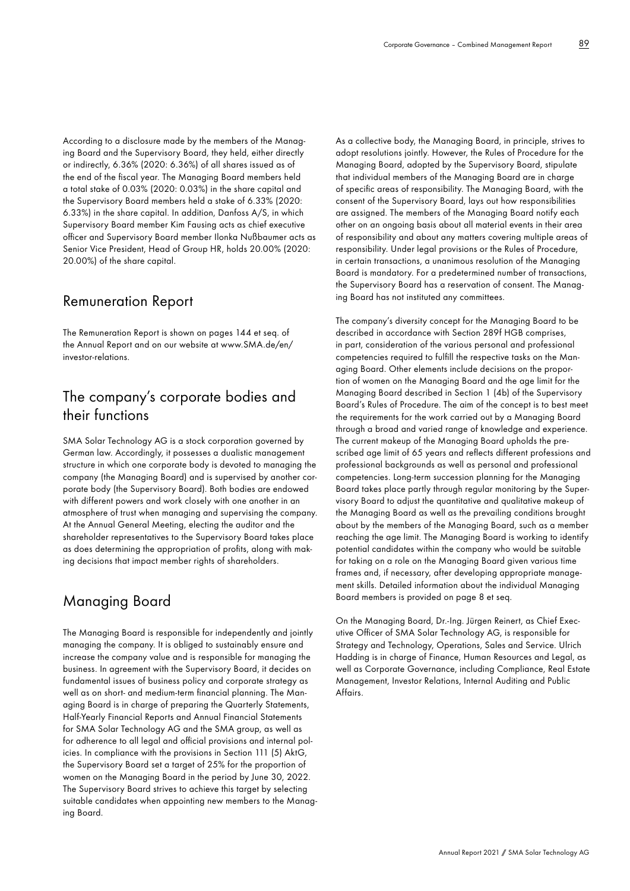According to a disclosure made by the members of the Managing Board and the Supervisory Board, they held, either directly or indirectly, 6.36% (2020: 6.36%) of all shares issued as of the end of the fiscal year. The Managing Board members held a total stake of 0.03% (2020: 0.03%) in the share capital and the Supervisory Board members held a stake of 6.33% (2020: 6.33%) in the share capital. In addition, Danfoss A/S, in which Supervisory Board member Kim Fausing acts as chief executive officer and Supervisory Board member Ilonka Nußbaumer acts as Senior Vice President, Head of Group HR, holds 20.00% (2020: 20.00%) of the share capital.

## Remuneration Report

The Remuneration Report is shown on pages 144 et seq. of the Annual Report and on our website at www.SMA.de/en/investor-relations.

## The company's corporate bodies and their functions

SMA Solar Technology AG is a stock corporation governed by German law. Accordingly, it possesses a dualistic management structure in which one corporate body is devoted to managing the company (the Managing Board) and is supervised by another corporate body (the Supervisory Board). Both bodies are endowed with different powers and work closely with one another in an atmosphere of trust when managing and supervising the company. At the Annual General Meeting, electing the auditor and the shareholder representatives to the Supervisory Board takes place as does determining the appropriation of profits, along with making decisions that impact member rights of shareholders.

## Managing Board

The Managing Board is responsible for independently and jointly managing the company. It is obliged to sustainably ensure and increase the company value and is responsible for managing the business. In agreement with the Supervisory Board, it decides on fundamental issues of business policy and corporate strategy as well as on short- and medium-term financial planning. The Managing Board is in charge of preparing the Quarterly Statements, Half-Yearly Financial Reports and Annual Financial Statements for SMA Solar Technology AG and the SMA group, as well as for adherence to all legal and official provisions and internal policies. In compliance with the provisions in Section 111 (5) AktG, the Supervisory Board set a target of 25% for the proportion of women on the Managing Board in the period by June 30, 2022. The Supervisory Board strives to achieve this target by selecting suitable candidates when appointing new members to the Managing Board.

As a collective body, the Managing Board, in principle, strives to adopt resolutions jointly. However, the Rules of Procedure for the Managing Board, adopted by the Supervisory Board, stipulate that individual members of the Managing Board are in charge of specific areas of responsibility. The Managing Board, with the consent of the Supervisory Board, lays out how responsibilities are assigned. The members of the Managing Board notify each other on an ongoing basis about all material events in their area of responsibility and about any matters covering multiple areas of responsibility. Under legal provisions or the Rules of Procedure, in certain transactions, a unanimous resolution of the Managing Board is mandatory. For a predetermined number of transactions, the Supervisory Board has a reservation of consent. The Managing Board has not instituted any committees.

The company's diversity concept for the Managing Board to be described in accordance with Section 289f HGB comprises, in part, consideration of the various personal and professional competencies required to fulfill the respective tasks on the Managing Board. Other elements include decisions on the proportion of women on the Managing Board and the age limit for the Managing Board described in Section 1 (4b) of the Supervisory Board's Rules of Procedure. The aim of the concept is to best meet the requirements for the work carried out by a Managing Board through a broad and varied range of knowledge and experience. The current makeup of the Managing Board upholds the prescribed age limit of 65 years and reflects different professions and professional backgrounds as well as personal and professional competencies. Long-term succession planning for the Managing Board takes place partly through regular monitoring by the Supervisory Board to adjust the quantitative and qualitative makeup of the Managing Board as well as the prevailing conditions brought about by the members of the Managing Board, such as a member reaching the age limit. The Managing Board is working to identify potential candidates within the company who would be suitable for taking on a role on the Managing Board given various time frames and, if necessary, after developing appropriate management skills. Detailed information about the individual Managing Board members is provided on page 8 et seq.

On the Managing Board, Dr.-Ing. Jürgen Reinert, as Chief Executive Officer of SMA Solar Technology AG, is responsible for Strategy and Technology, Operations, Sales and Service. Ulrich Hadding is in charge of Finance, Human Resources and Legal, as well as Corporate Governance, including Compliance, Real Estate Management, Investor Relations, Internal Auditing and Public Affairs.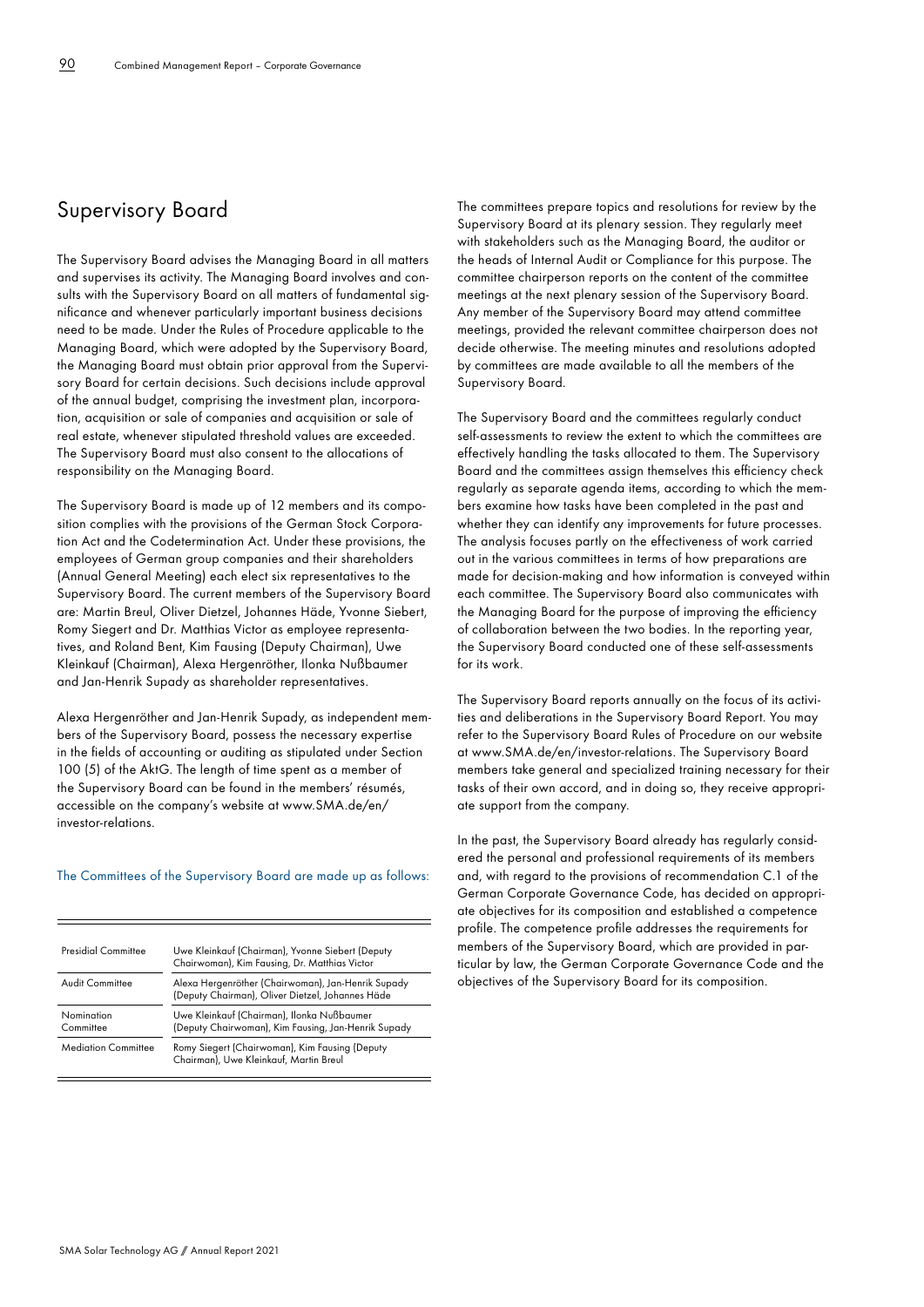## Supervisory Board

The Supervisory Board advises the Managing Board in all matters and supervises its activity. The Managing Board involves and consults with the Supervisory Board on all matters of fundamental significance and whenever particularly important business decisions need to be made. Under the Rules of Procedure applicable to the Managing Board, which were adopted by the Supervisory Board, the Managing Board must obtain prior approval from the Supervisory Board for certain decisions. Such decisions include approval of the annual budget, comprising the investment plan, incorporation, acquisition or sale of companies and acquisition or sale of real estate, whenever stipulated threshold values are exceeded. The Supervisory Board must also consent to the allocations of responsibility on the Managing Board.

The Supervisory Board is made up of 12 members and its composition complies with the provisions of the German Stock Corporation Act and the Codetermination Act. Under these provisions, the employees of German group companies and their shareholders (Annual General Meeting) each elect six representatives to the Supervisory Board. The current members of the Supervisory Board are: Martin Breul, Oliver Dietzel, Johannes Häde, Yvonne Siebert, Romy Siegert and Dr. Matthias Victor as employee representatives, and Roland Bent, Kim Fausing (Deputy Chairman), Uwe Kleinkauf (Chairman), Alexa Hergenröther, Ilonka Nußbaumer and Jan-Henrik Supady as shareholder representatives.

Alexa Hergenröther and Jan-Henrik Supady, as independent members of the Supervisory Board, possess the necessary expertise in the fields of accounting or auditing as stipulated under Section 100 (5) of the AktG. The length of time spent as a member of the Supervisory Board can be found in the members' résumés, accessible on the company's website at www.SMA.de/en/investor-relations.

The Committees of the Supervisory Board are made up as follows:

| | |
|---|---|
| Presidial Committee | Uwe Kleinkauf (Chairman), Yvonne Siebert (Deputy Chairwoman), Kim Fausing, Dr. Matthias Victor |
| Audit Committee | Alexa Hergenröther (Chairwoman), Jan-Henrik Supady (Deputy Chairman), Oliver Dietzel, Johannes Häde |
| Nomination Committee | Uwe Kleinkauf (Chairman), Ilonka Nußbaumer (Deputy Chairwoman), Kim Fausing, Jan-Henrik Supady |
| Mediation Committee | Romy Siegert (Chairwoman), Kim Fausing (Deputy Chairman), Uwe Kleinkauf, Martin Breul |

The committees prepare topics and resolutions for review by the Supervisory Board at its plenary session. They regularly meet with stakeholders such as the Managing Board, the auditor or the heads of Internal Audit or Compliance for this purpose. The committee chairperson reports on the content of the committee meetings at the next plenary session of the Supervisory Board. Any member of the Supervisory Board may attend committee meetings, provided the relevant committee chairperson does not decide otherwise. The meeting minutes and resolutions adopted by committees are made available to all the members of the Supervisory Board.

The Supervisory Board and the committees regularly conduct self-assessments to review the extent to which the committees are effectively handling the tasks allocated to them. The Supervisory Board and the committees assign themselves this efficiency check regularly as separate agenda items, according to which the members examine how tasks have been completed in the past and whether they can identify any improvements for future processes. The analysis focuses partly on the effectiveness of work carried out in the various committees in terms of how preparations are made for decision-making and how information is conveyed within each committee. The Supervisory Board also communicates with the Managing Board for the purpose of improving the efficiency of collaboration between the two bodies. In the reporting year, the Supervisory Board conducted one of these self-assessments for its work.

The Supervisory Board reports annually on the focus of its activities and deliberations in the Supervisory Board Report. You may refer to the Supervisory Board Rules of Procedure on our website at www.SMA.de/en/investor-relations. The Supervisory Board members take general and specialized training necessary for their tasks of their own accord, and in doing so, they receive appropriate support from the company.

In the past, the Supervisory Board already has regularly considered the personal and professional requirements of its members and, with regard to the provisions of recommendation C.1 of the German Corporate Governance Code, has decided on appropriate objectives for its composition and established a competence profile. The competence profile addresses the requirements for members of the Supervisory Board, which are provided in particular by law, the German Corporate Governance Code and the objectives of the Supervisory Board for its composition.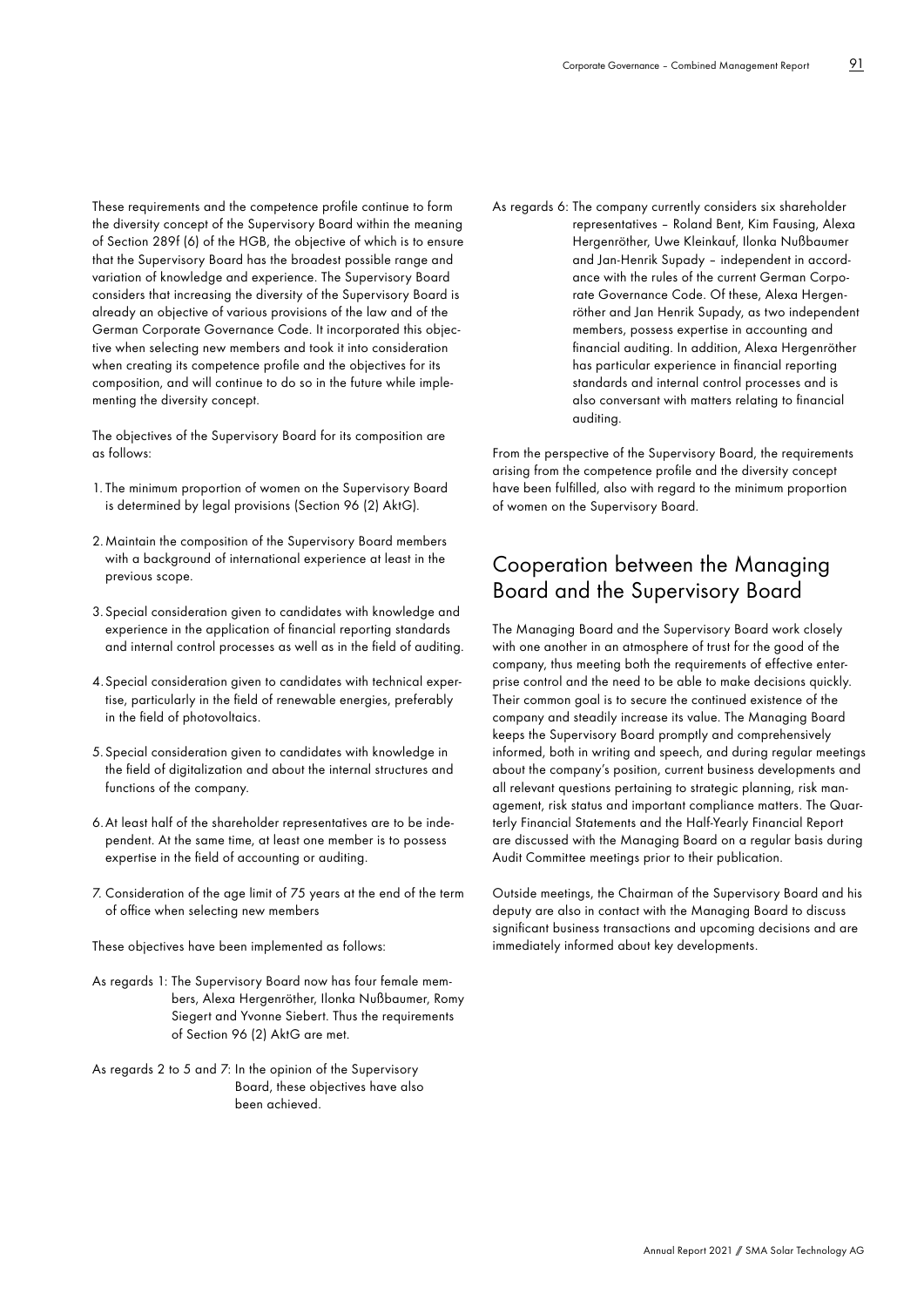These requirements and the competence profile continue to form the diversity concept of the Supervisory Board within the meaning of Section 289f (6) of the HGB, the objective of which is to ensure that the Supervisory Board has the broadest possible range and variation of knowledge and experience. The Supervisory Board considers that increasing the diversity of the Supervisory Board is already an objective of various provisions of the law and of the German Corporate Governance Code. It incorporated this objective when selecting new members and took it into consideration when creating its competence profile and the objectives for its composition, and will continue to do so in the future while implementing the diversity concept.

The objectives of the Supervisory Board for its composition are as follows:

1. The minimum proportion of women on the Supervisory Board is determined by legal provisions (Section 96 (2) AktG).
2. Maintain the composition of the Supervisory Board members with a background of international experience at least in the previous scope.
3. Special consideration given to candidates with knowledge and experience in the application of financial reporting standards and internal control processes as well as in the field of auditing.
4. Special consideration given to candidates with technical expertise, particularly in the field of renewable energies, preferably in the field of photovoltaics.
5. Special consideration given to candidates with knowledge in the field of digitalization and about the internal structures and functions of the company.
6. At least half of the shareholder representatives are to be independent. At the same time, at least one member is to possess expertise in the field of accounting or auditing.
7. Consideration of the age limit of 75 years at the end of the term of office when selecting new members

These objectives have been implemented as follows:

As regards 1: The Supervisory Board now has four female members, Alexa Hergenröther, Ilonka Nußbaumer, Romy Siegert and Yvonne Siebert. Thus the requirements of Section 96 (2) AktG are met.

As regards 2 to 5 and 7: In the opinion of the Supervisory Board, these objectives have also been achieved.

As regards 6: The company currently considers six shareholder representatives – Roland Bent, Kim Fausing, Alexa Hergenröther, Uwe Kleinkauf, Ilonka Nußbaumer and Jan-Henrik Supady – independent in accordance with the rules of the current German Corporate Governance Code. Of these, Alexa Hergenröther and Jan Henrik Supady, as two independent members, possess expertise in accounting and financial auditing. In addition, Alexa Hergenröther has particular experience in financial reporting standards and internal control processes and is also conversant with matters relating to financial auditing.

From the perspective of the Supervisory Board, the requirements arising from the competence profile and the diversity concept have been fulfilled, also with regard to the minimum proportion of women on the Supervisory Board.

## Cooperation between the Managing Board and the Supervisory Board

The Managing Board and the Supervisory Board work closely with one another in an atmosphere of trust for the good of the company, thus meeting both the requirements of effective enterprise control and the need to be able to make decisions quickly. Their common goal is to secure the continued existence of the company and steadily increase its value. The Managing Board keeps the Supervisory Board promptly and comprehensively informed, both in writing and speech, and during regular meetings about the company's position, current business developments and all relevant questions pertaining to strategic planning, risk management, risk status and important compliance matters. The Quarterly Financial Statements and the Half-Yearly Financial Report are discussed with the Managing Board on a regular basis during Audit Committee meetings prior to their publication.

Outside meetings, the Chairman of the Supervisory Board and his deputy are also in contact with the Managing Board to discuss significant business transactions and upcoming decisions and are immediately informed about key developments.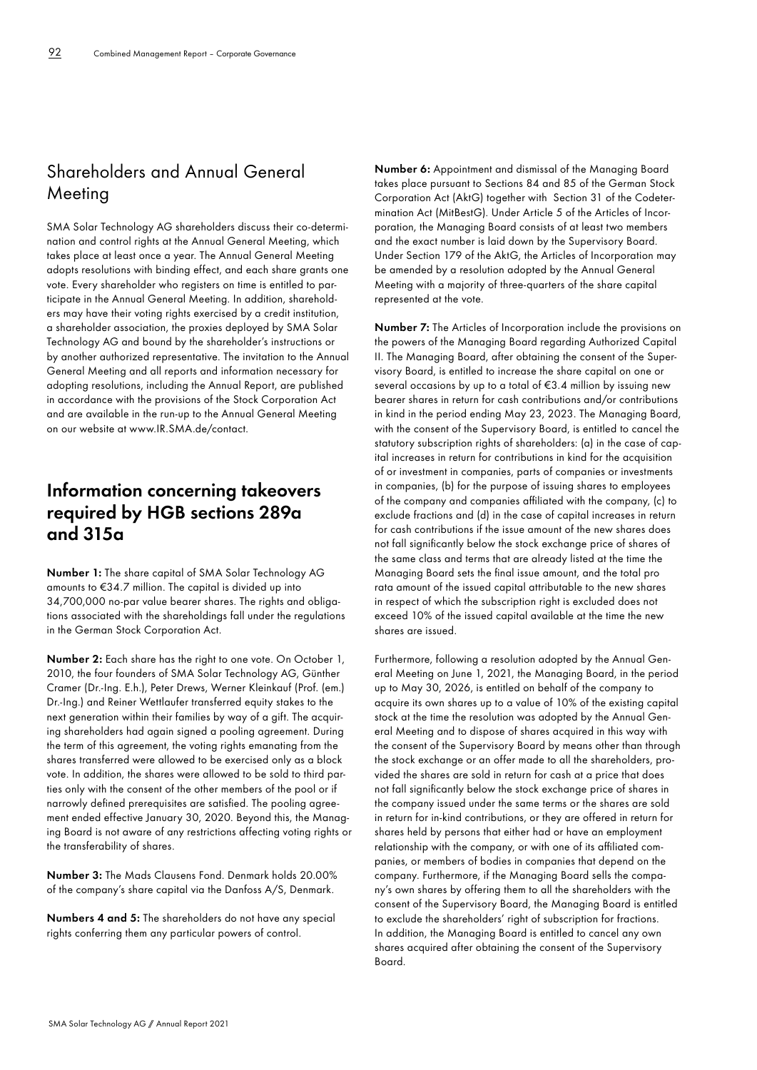## Shareholders and Annual General Meeting

SMA Solar Technology AG shareholders discuss their co-determination and control rights at the Annual General Meeting, which takes place at least once a year. The Annual General Meeting adopts resolutions with binding effect, and each share grants one vote. Every shareholder who registers on time is entitled to participate in the Annual General Meeting. In addition, shareholders may have their voting rights exercised by a credit institution, a shareholder association, the proxies deployed by SMA Solar Technology AG and bound by the shareholder's instructions or by another authorized representative. The invitation to the Annual General Meeting and all reports and information necessary for adopting resolutions, including the Annual Report, are published in accordance with the provisions of the Stock Corporation Act and are available in the run-up to the Annual General Meeting on our website at www.IR.SMA.de/contact.

## Information concerning takeovers required by HGB sections 289a and 315a

**Number 1:** The share capital of SMA Solar Technology AG amounts to €34.7 million. The capital is divided up into 34,700,000 no-par value bearer shares. The rights and obligations associated with the shareholdings fall under the regulations in the German Stock Corporation Act.

**Number 2:** Each share has the right to one vote. On October 1, 2010, the four founders of SMA Solar Technology AG, Günther Cramer (Dr.-Ing. E.h.), Peter Drews, Werner Kleinkauf (Prof. (em.) Dr.-Ing.) and Reiner Wettlaufer transferred equity stakes to the next generation within their families by way of a gift. The acquiring shareholders had again signed a pooling agreement. During the term of this agreement, the voting rights emanating from the shares transferred were allowed to be exercised only as a block vote. In addition, the shares were allowed to be sold to third parties only with the consent of the other members of the pool or if narrowly defined prerequisites are satisfied. The pooling agreement ended effective January 30, 2020. Beyond this, the Managing Board is not aware of any restrictions affecting voting rights or the transferability of shares.

**Number 3:** The Mads Clausens Fond. Denmark holds 20.00% of the company's share capital via the Danfoss A/S, Denmark.

**Numbers 4 and 5:** The shareholders do not have any special rights conferring them any particular powers of control.

**Number 6:** Appointment and dismissal of the Managing Board takes place pursuant to Sections 84 and 85 of the German Stock Corporation Act (AktG) together with Section 31 of the Codetermination Act (MitBestG). Under Article 5 of the Articles of Incorporation, the Managing Board consists of at least two members and the exact number is laid down by the Supervisory Board. Under Section 179 of the AktG, the Articles of Incorporation may be amended by a resolution adopted by the Annual General Meeting with a majority of three-quarters of the share capital represented at the vote.

**Number 7:** The Articles of Incorporation include the provisions on the powers of the Managing Board regarding Authorized Capital II. The Managing Board, after obtaining the consent of the Supervisory Board, is entitled to increase the share capital on one or several occasions by up to a total of €3.4 million by issuing new bearer shares in return for cash contributions and/or contributions in kind in the period ending May 23, 2023. The Managing Board, with the consent of the Supervisory Board, is entitled to cancel the statutory subscription rights of shareholders: (a) in the case of capital increases in return for contributions in kind for the acquisition of or investment in companies, parts of companies or investments in companies, (b) for the purpose of issuing shares to employees of the company and companies affiliated with the company, (c) to exclude fractions and (d) in the case of capital increases in return for cash contributions if the issue amount of the new shares does not fall significantly below the stock exchange price of shares of the same class and terms that are already listed at the time the Managing Board sets the final issue amount, and the total pro rata amount of the issued capital attributable to the new shares in respect of which the subscription right is excluded does not exceed 10% of the issued capital available at the time the new shares are issued.

Furthermore, following a resolution adopted by the Annual General Meeting on June 1, 2021, the Managing Board, in the period up to May 30, 2026, is entitled on behalf of the company to acquire its own shares up to a value of 10% of the existing capital stock at the time the resolution was adopted by the Annual General Meeting and to dispose of shares acquired in this way with the consent of the Supervisory Board by means other than through the stock exchange or an offer made to all the shareholders, provided the shares are sold in return for cash at a price that does not fall significantly below the stock exchange price of shares in the company issued under the same terms or the shares are sold in return for in-kind contributions, or they are offered in return for shares held by persons that either had or have an employment relationship with the company, or with one of its affiliated companies, or members of bodies in companies that depend on the company. Furthermore, if the Managing Board sells the company's own shares by offering them to all the shareholders with the consent of the Supervisory Board, the Managing Board is entitled to exclude the shareholders' right of subscription for fractions. In addition, the Managing Board is entitled to cancel any own shares acquired after obtaining the consent of the Supervisory Board.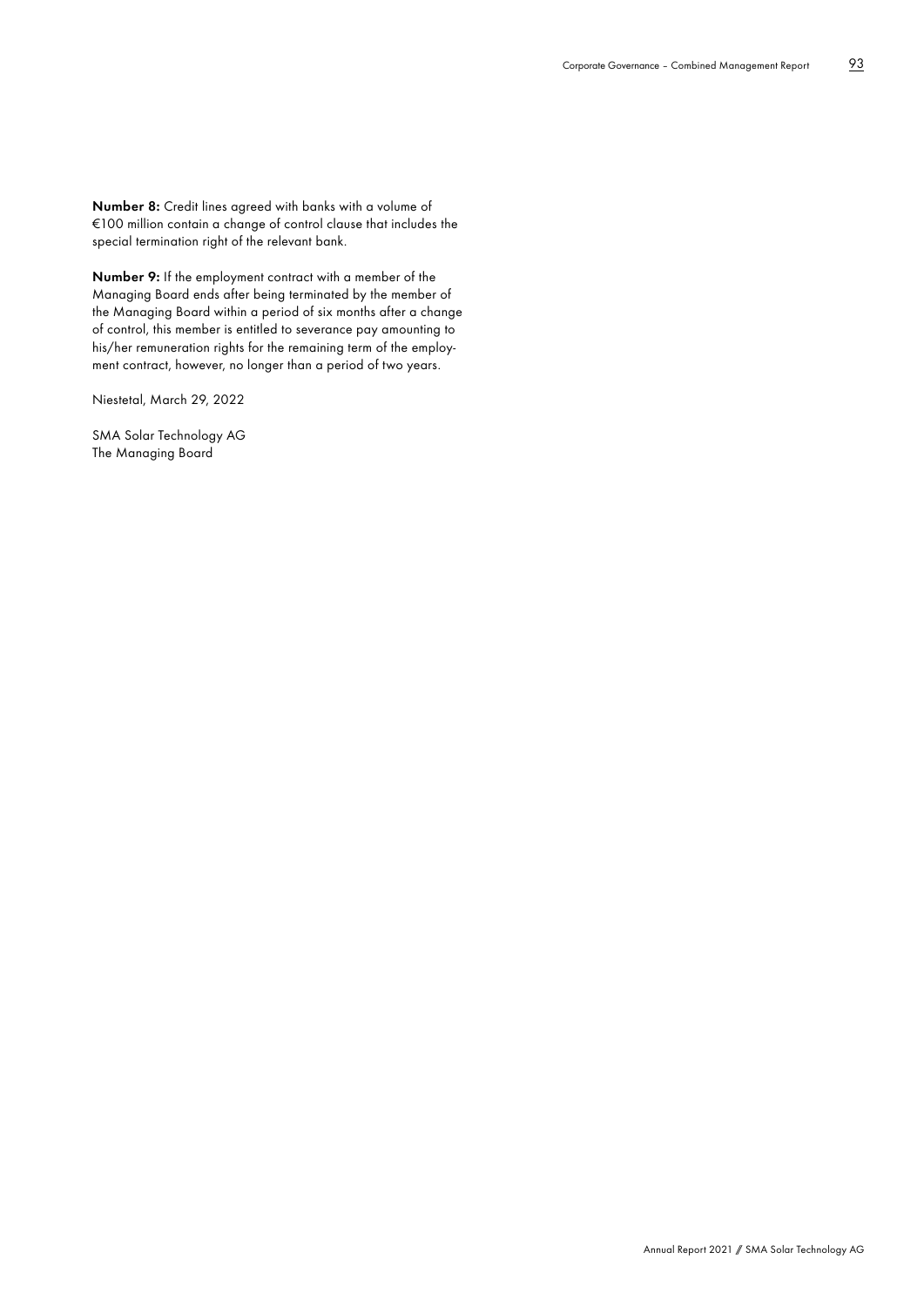**Number 8:** Credit lines agreed with banks with a volume of €100 million contain a change of control clause that includes the special termination right of the relevant bank.

**Number 9:** If the employment contract with a member of the Managing Board ends after being terminated by the member of the Managing Board within a period of six months after a change of control, this member is entitled to severance pay amounting to his/her remuneration rights for the remaining term of the employment contract, however, no longer than a period of two years.

Niestetal, March 29, 2022

SMA Solar Technology AG
The Managing Board